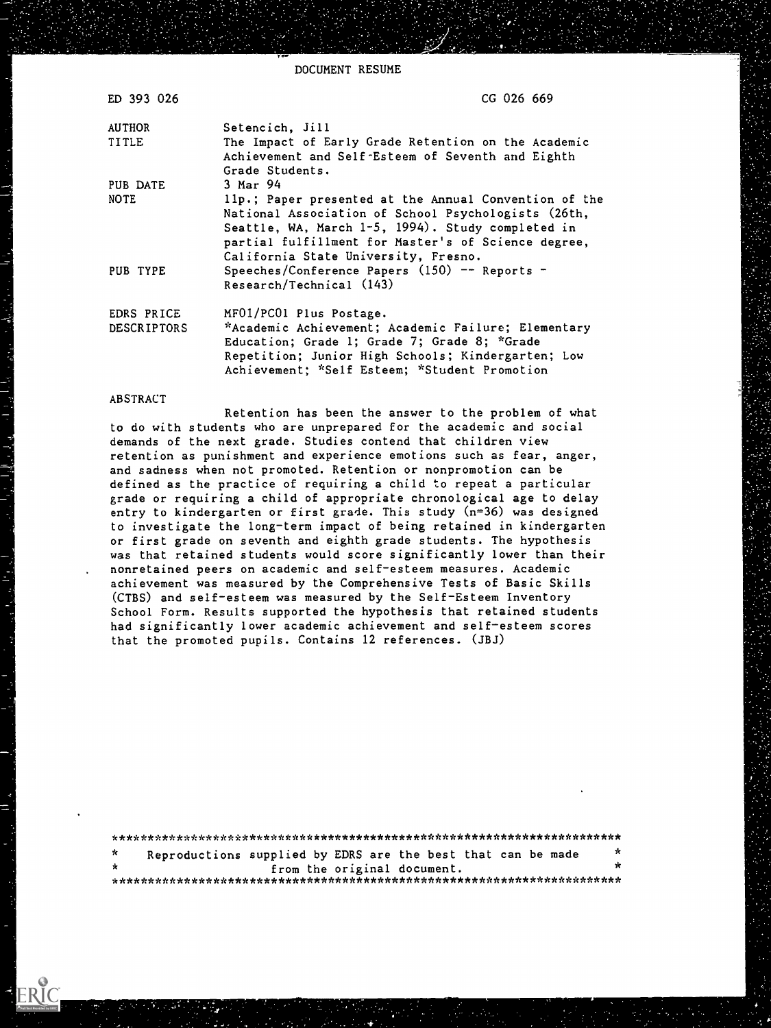# DOCUMENT RESUME

| | |
|---|---|
| ED 393 026 | CG 026 669 |
| AUTHOR | Setencich, Jill |
| TITLE | The Impact of Early Grade Retention on the Academic Achievement and Self-Esteem of Seventh and Eighth Grade Students. |
| PUB DATE | 3 Mar 94 |
| NOTE | 11p.; Paper presented at the Annual Convention of the National Association of School Psychologists (26th, Seattle, WA, March 1-5, 1994). Study completed in partial fulfillment for Master's of Science degree, California State University, Fresno. |
| PUB TYPE | Speeches/Conference Papers (150) -- Reports - Research/Technical (143) |
| EDRS PRICE | MF01/PC01 Plus Postage. |
| DESCRIPTORS | *Academic Achievement; Academic Failure; Elementary Education; Grade 1; Grade 7; Grade 8; *Grade Repetition; Junior High Schools; Kindergarten; Low Achievement; *Self Esteem; *Student Promotion |

## ABSTRACT

Retention has been the answer to the problem of what to do with students who are unprepared for the academic and social demands of the next grade. Studies contend that children view retention as punishment and experience emotions such as fear, anger, and sadness when not promoted. Retention or nonpromotion can be defined as the practice of requiring a child to repeat a particular grade or requiring a child of appropriate chronological age to delay entry to kindergarten or first grade. This study (n=36) was designed to investigate the long-term impact of being retained in kindergarten or first grade on seventh and eighth grade students. The hypothesis was that retained students would score significantly lower than their nonretained peers on academic and self-esteem measures. Academic achievement was measured by the Comprehensive Tests of Basic Skills (CTBS) and self-esteem was measured by the Self-Esteem Inventory School Form. Results supported the hypothesis that retained students had significantly lower academic achievement and self-esteem scores that the promoted pupils. Contains 12 references. (JBJ)

***********************************************************************
* Reproductions supplied by EDRS are the best that can be made *
* from the original document. *
***********************************************************************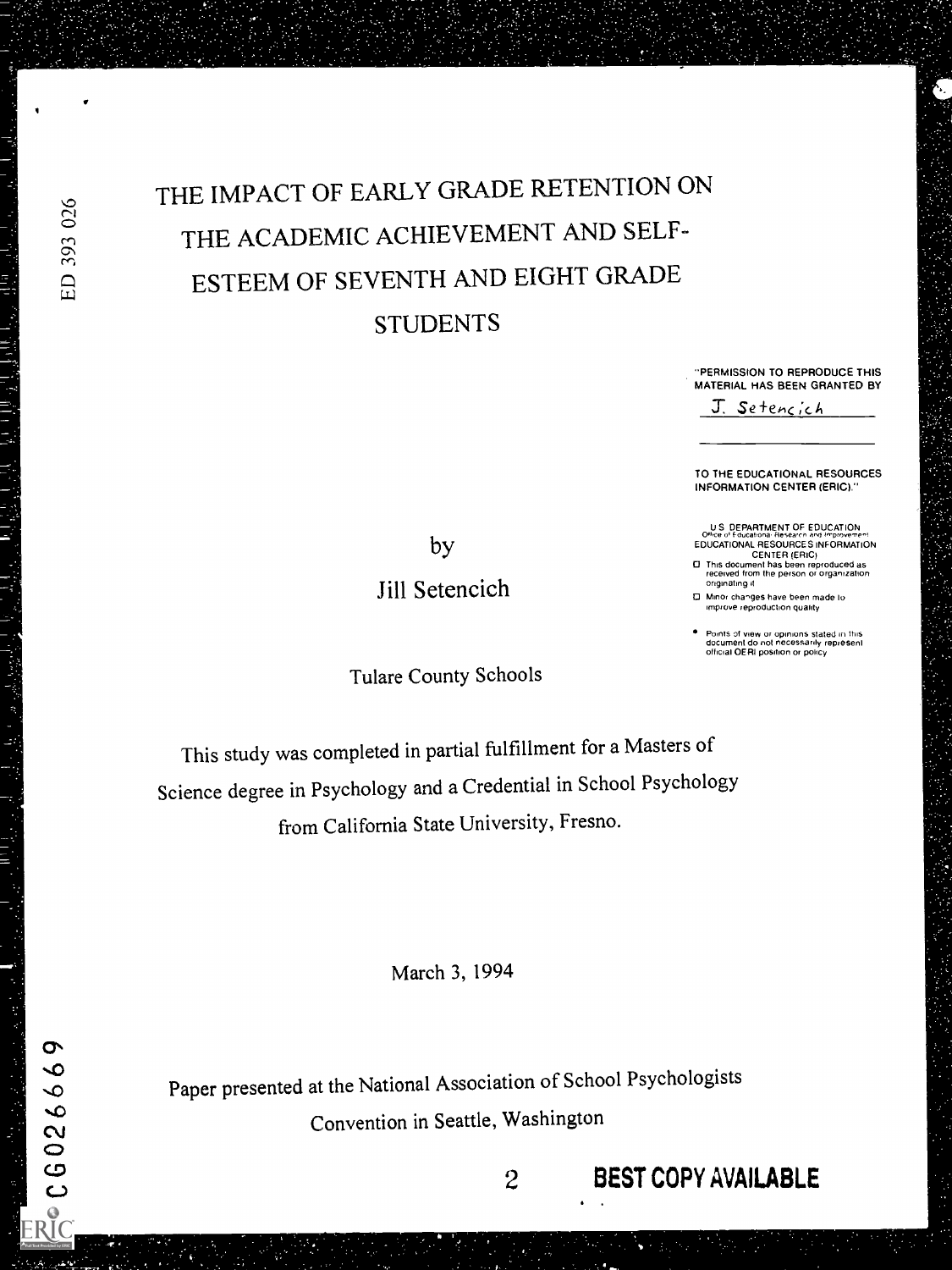# THE IMPACT OF EARLY GRADE RETENTION ON THE ACADEMIC ACHIEVEMENT AND SELF-ESTEEM OF SEVENTH AND EIGHT GRADE STUDENTS

"PERMISSION TO REPRODUCE THIS MATERIAL HAS BEEN GRANTED BY

J. Setencich

TO THE EDUCATIONAL RESOURCES INFORMATION CENTER (ERIC)."

U.S. DEPARTMENT OF EDUCATION
Office of Educational Research and Improvement
EDUCATIONAL RESOURCES INFORMATION CENTER (ERIC)

- This document has been reproduced as received from the person or organization originating it
- Minor changes have been made to improve reproduction quality
- Points of view or opinions stated in this document do not necessarily represent official OERI position or policy

by

Jill Setencich

Tulare County Schools

This study was completed in partial fulfillment for a Masters of Science degree in Psychology and a Credential in School Psychology from California State University, Fresno.

March 3, 1994

Paper presented at the National Association of School Psychologists Convention in Seattle, Washington

BEST COPY AVAILABLE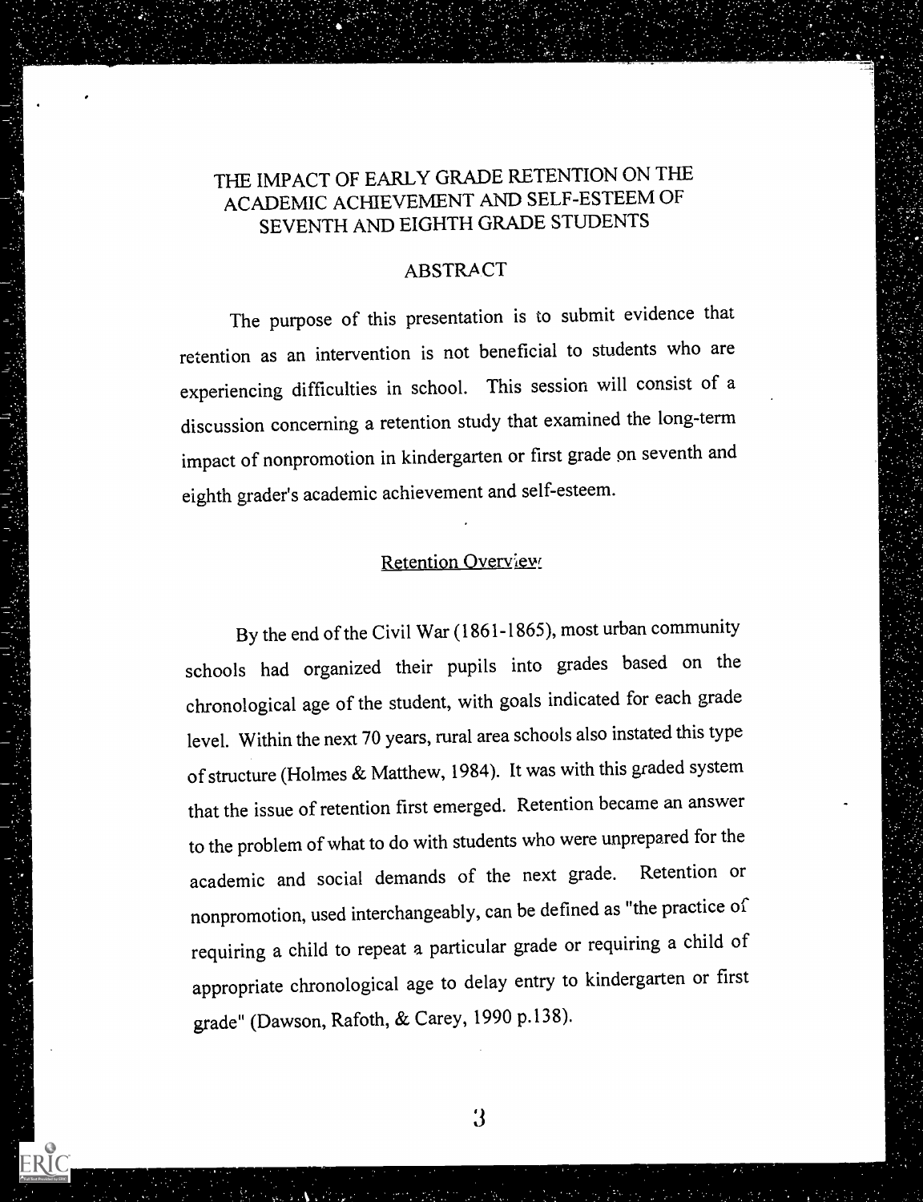# THE IMPACT OF EARLY GRADE RETENTION ON THE ACADEMIC ACHIEVEMENT AND SELF-ESTEEM OF SEVENTH AND EIGHTH GRADE STUDENTS

## ABSTRACT

The purpose of this presentation is to submit evidence that retention as an intervention is not beneficial to students who are experiencing difficulties in school. This session will consist of a discussion concerning a retention study that examined the long-term impact of nonpromotion in kindergarten or first grade on seventh and eighth grader's academic achievement and self-esteem.

### Retention Overview

By the end of the Civil War (1861-1865), most urban community schools had organized their pupils into grades based on the chronological age of the student, with goals indicated for each grade level. Within the next 70 years, rural area schools also instated this type of structure (Holmes & Matthew, 1984). It was with this graded system that the issue of retention first emerged. Retention became an answer to the problem of what to do with students who were unprepared for the academic and social demands of the next grade. Retention or nonpromotion, used interchangeably, can be defined as "the practice of requiring a child to repeat a particular grade or requiring a child of appropriate chronological age to delay entry to kindergarten or first grade" (Dawson, Rafoth, & Carey, 1990 p.138).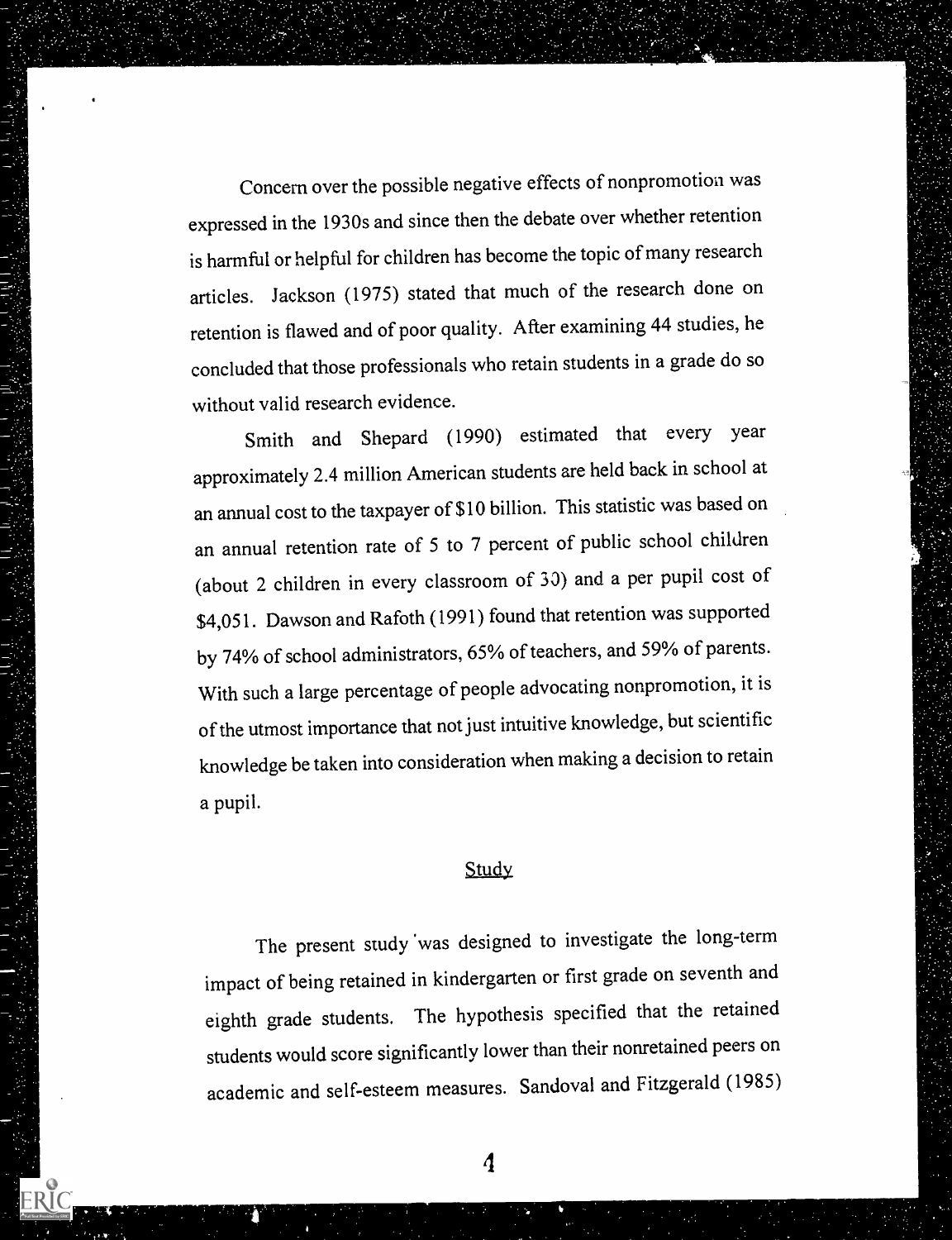Concern over the possible negative effects of nonpromotion was expressed in the 1930s and since then the debate over whether retention is harmful or helpful for children has become the topic of many research articles. Jackson (1975) stated that much of the research done on retention is flawed and of poor quality. After examining 44 studies, he concluded that those professionals who retain students in a grade do so without valid research evidence.

Smith and Shepard (1990) estimated that every year approximately 2.4 million American students are held back in school at an annual cost to the taxpayer of $10 billion. This statistic was based on an annual retention rate of 5 to 7 percent of public school children (about 2 children in every classroom of 30) and a per pupil cost of $4,051. Dawson and Rafoth (1991) found that retention was supported by 74% of school administrators, 65% of teachers, and 59% of parents. With such a large percentage of people advocating nonpromotion, it is of the utmost importance that not just intuitive knowledge, but scientific knowledge be taken into consideration when making a decision to retain a pupil.

## Study

The present study was designed to investigate the long-term impact of being retained in kindergarten or first grade on seventh and eighth grade students. The hypothesis specified that the retained students would score significantly lower than their nonretained peers on academic and self-esteem measures. Sandoval and Fitzgerald (1985)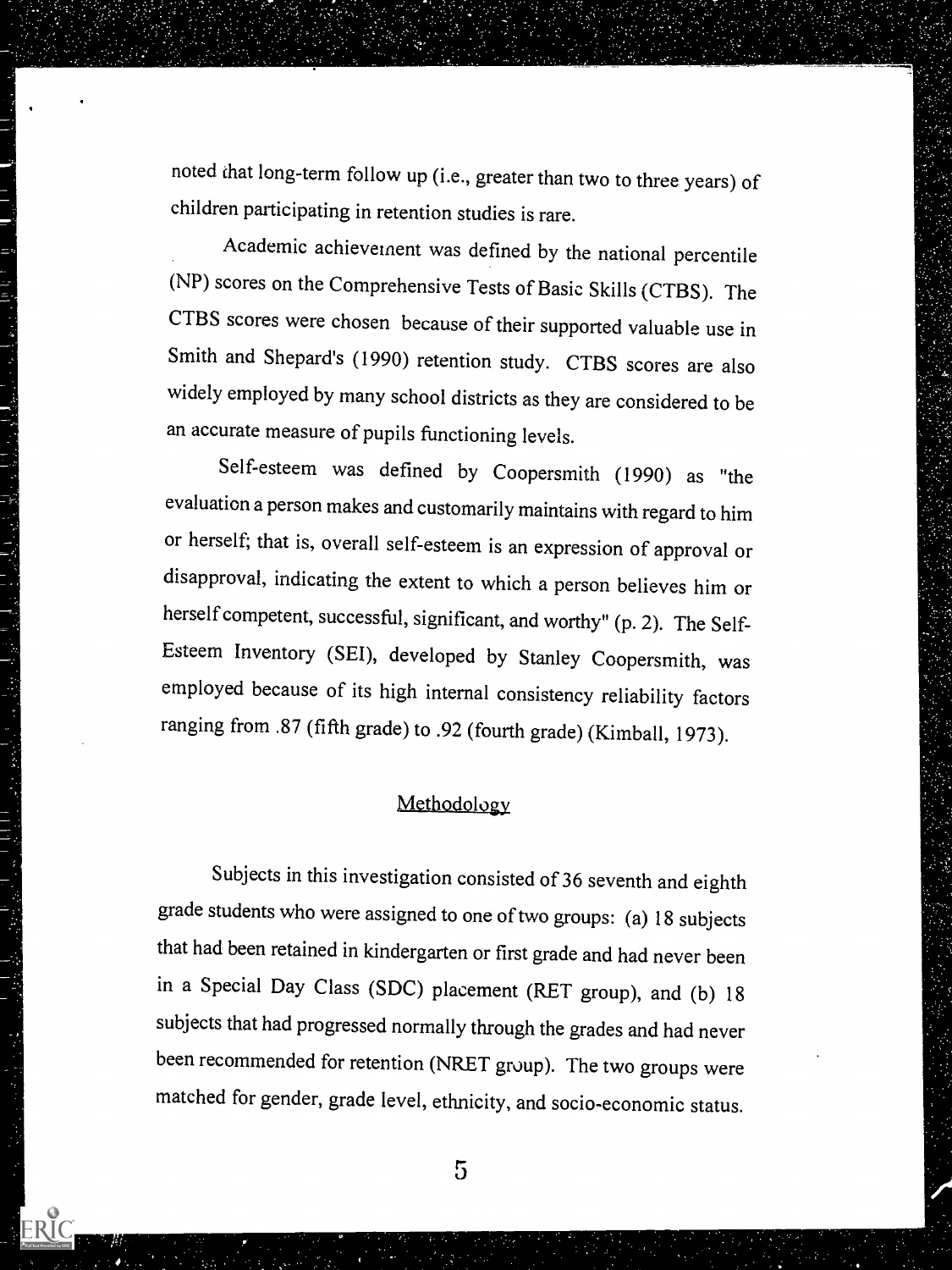noted that long-term follow up (i.e., greater than two to three years) of children participating in retention studies is rare.

Academic achievement was defined by the national percentile (NP) scores on the Comprehensive Tests of Basic Skills (CTBS). The CTBS scores were chosen because of their supported valuable use in Smith and Shepard's (1990) retention study. CTBS scores are also widely employed by many school districts as they are considered to be an accurate measure of pupils functioning levels.

Self-esteem was defined by Coopersmith (1990) as "the evaluation a person makes and customarily maintains with regard to him or herself; that is, overall self-esteem is an expression of approval or disapproval, indicating the extent to which a person believes him or herself competent, successful, significant, and worthy" (p. 2). The Self-Esteem Inventory (SEI), developed by Stanley Coopersmith, was employed because of its high internal consistency reliability factors ranging from .87 (fifth grade) to .92 (fourth grade) (Kimball, 1973).

## Methodology

Subjects in this investigation consisted of 36 seventh and eighth grade students who were assigned to one of two groups: (a) 18 subjects that had been retained in kindergarten or first grade and had never been in a Special Day Class (SDC) placement (RET group), and (b) 18 subjects that had progressed normally through the grades and had never been recommended for retention (NRET group). The two groups were matched for gender, grade level, ethnicity, and socio-economic status.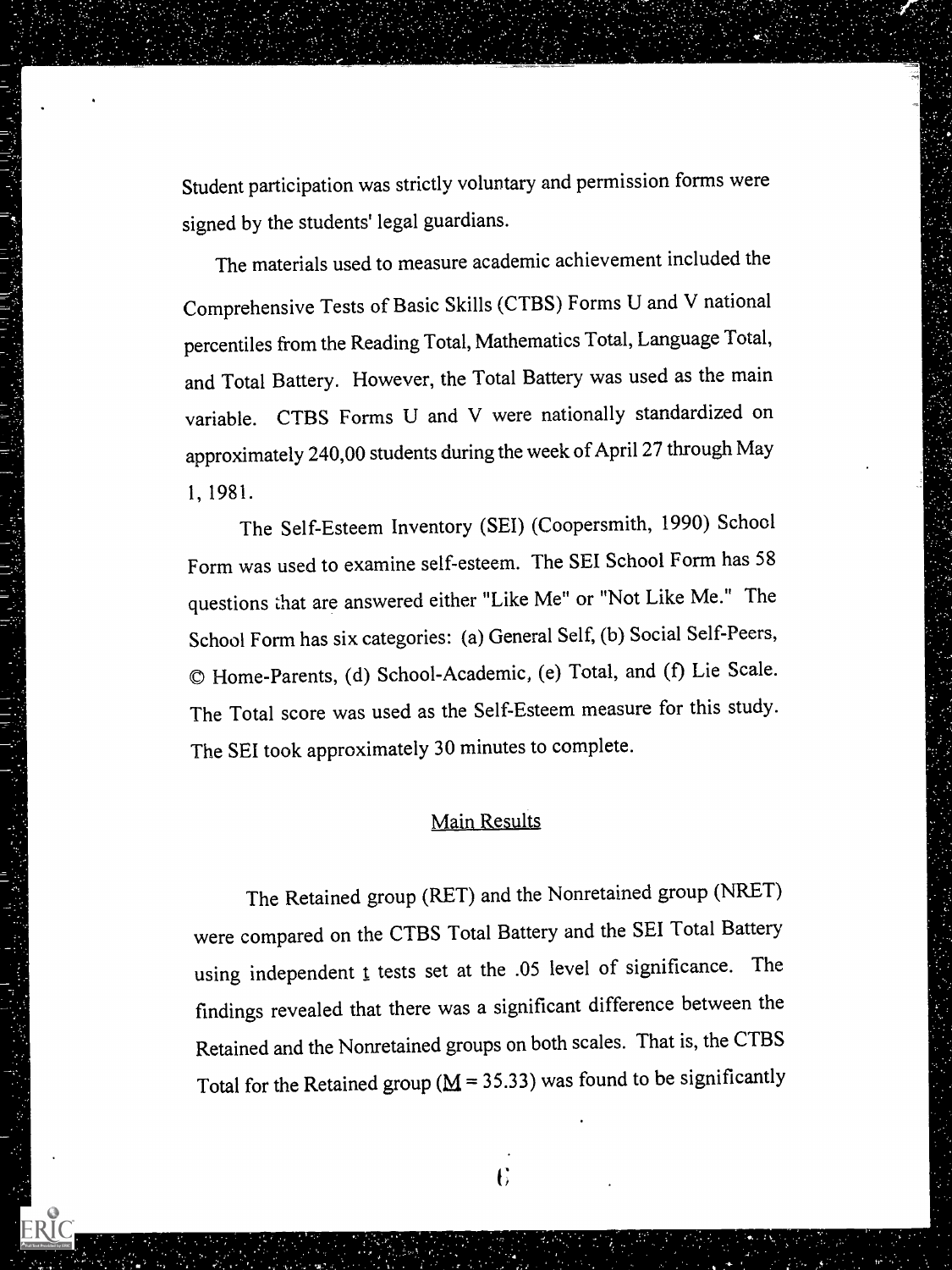Student participation was strictly voluntary and permission forms were signed by the students' legal guardians.

The materials used to measure academic achievement included the Comprehensive Tests of Basic Skills (CTBS) Forms U and V national percentiles from the Reading Total, Mathematics Total, Language Total, and Total Battery. However, the Total Battery was used as the main variable. CTBS Forms U and V were nationally standardized on approximately 240,00 students during the week of April 27 through May 1, 1981.

The Self-Esteem Inventory (SEI) (Coopersmith, 1990) School Form was used to examine self-esteem. The SEI School Form has 58 questions that are answered either "Like Me" or "Not Like Me." The School Form has six categories: (a) General Self, (b) Social Self-Peers, © Home-Parents, (d) School-Academic, (e) Total, and (f) Lie Scale. The Total score was used as the Self-Esteem measure for this study. The SEI took approximately 30 minutes to complete.

## Main Results

The Retained group (RET) and the Nonretained group (NRET) were compared on the CTBS Total Battery and the SEI Total Battery using independent $t$ tests set at the .05 level of significance. The findings revealed that there was a significant difference between the Retained and the Nonretained groups on both scales. That is, the CTBS Total for the Retained group ($M = 35.33$) was found to be significantly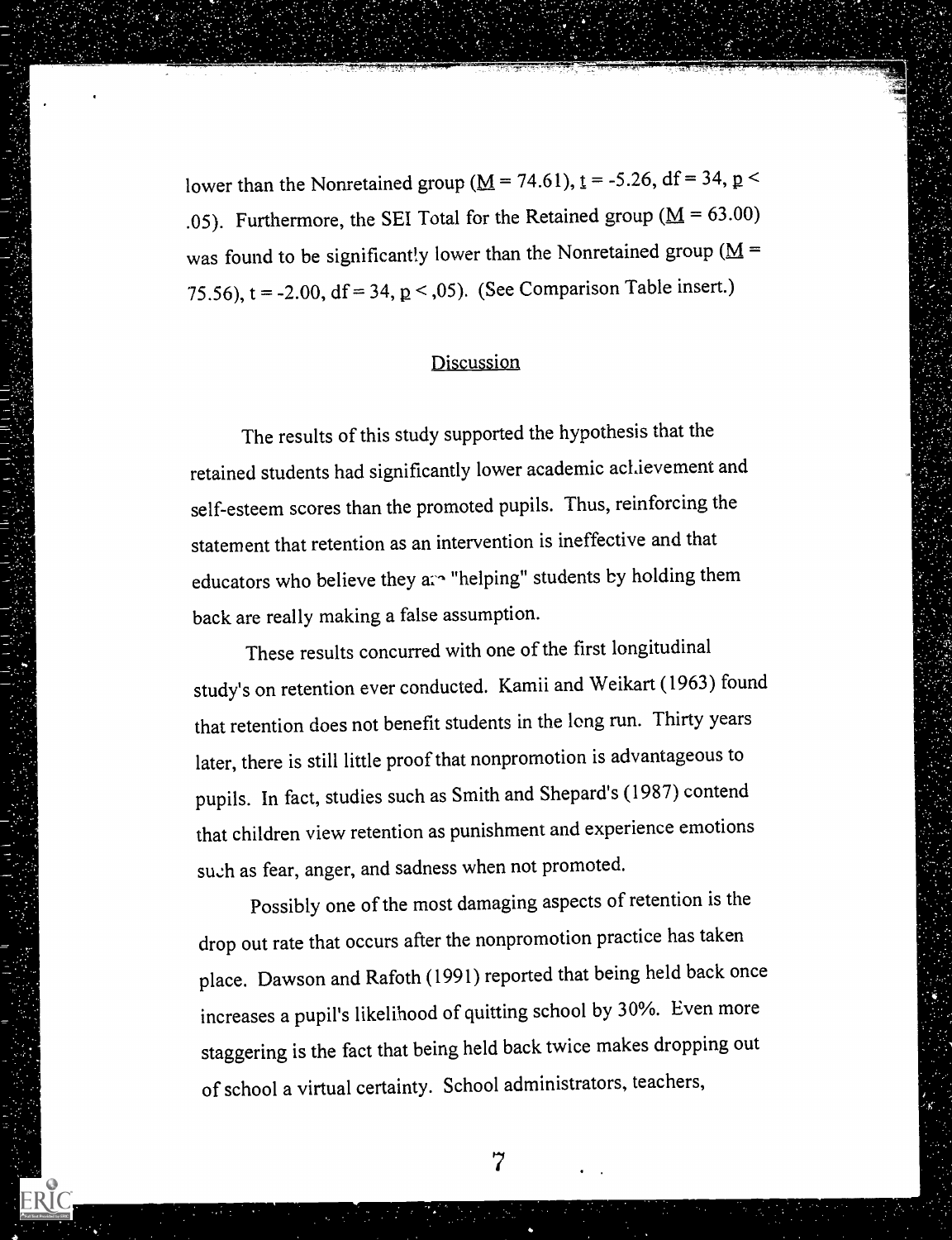lower than the Nonretained group ($M = 74.61$), $t = -5.26$, $df = 34$, $p < .05$). Furthermore, the SEI Total for the Retained group ($M = 63.00$) was found to be significantly lower than the Nonretained group ($M = 75.56$), $t = -2.00$, $df = 34$, $p < ,05$). (See Comparison Table insert.)

## Discussion

The results of this study supported the hypothesis that the retained students had significantly lower academic achievement and self-esteem scores than the promoted pupils. Thus, reinforcing the statement that retention as an intervention is ineffective and that educators who believe they are "helping" students by holding them back are really making a false assumption.

These results concurred with one of the first longitudinal study's on retention ever conducted. Kamii and Weikart (1963) found that retention does not benefit students in the long run. Thirty years later, there is still little proof that nonpromotion is advantageous to pupils. In fact, studies such as Smith and Shepard's (1987) contend that children view retention as punishment and experience emotions such as fear, anger, and sadness when not promoted.

Possibly one of the most damaging aspects of retention is the drop out rate that occurs after the nonpromotion practice has taken place. Dawson and Rafoth (1991) reported that being held back once increases a pupil's likelihood of quitting school by 30%. Even more staggering is the fact that being held back twice makes dropping out of school a virtual certainty. School administrators, teachers,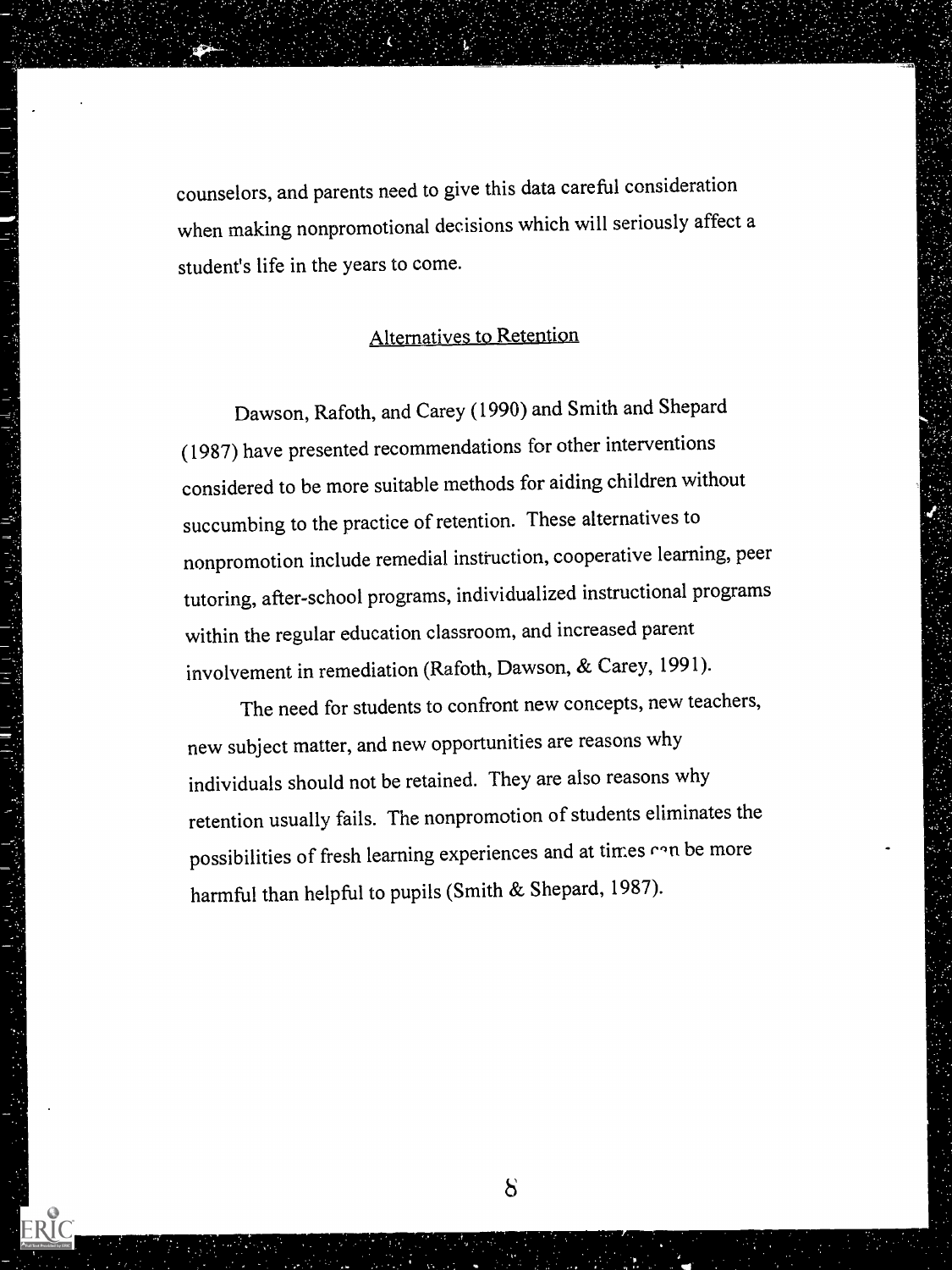counselors, and parents need to give this data careful consideration when making nonpromotional decisions which will seriously affect a student's life in the years to come.

## Alternatives to Retention

Dawson, Rafoth, and Carey (1990) and Smith and Shepard (1987) have presented recommendations for other interventions considered to be more suitable methods for aiding children without succumbing to the practice of retention. These alternatives to nonpromotion include remedial instruction, cooperative learning, peer tutoring, after-school programs, individualized instructional programs within the regular education classroom, and increased parent involvement in remediation (Rafoth, Dawson, & Carey, 1991).

The need for students to confront new concepts, new teachers, new subject matter, and new opportunities are reasons why individuals should not be retained. They are also reasons why retention usually fails. The nonpromotion of students eliminates the possibilities of fresh learning experiences and at times can be more harmful than helpful to pupils (Smith & Shepard, 1987).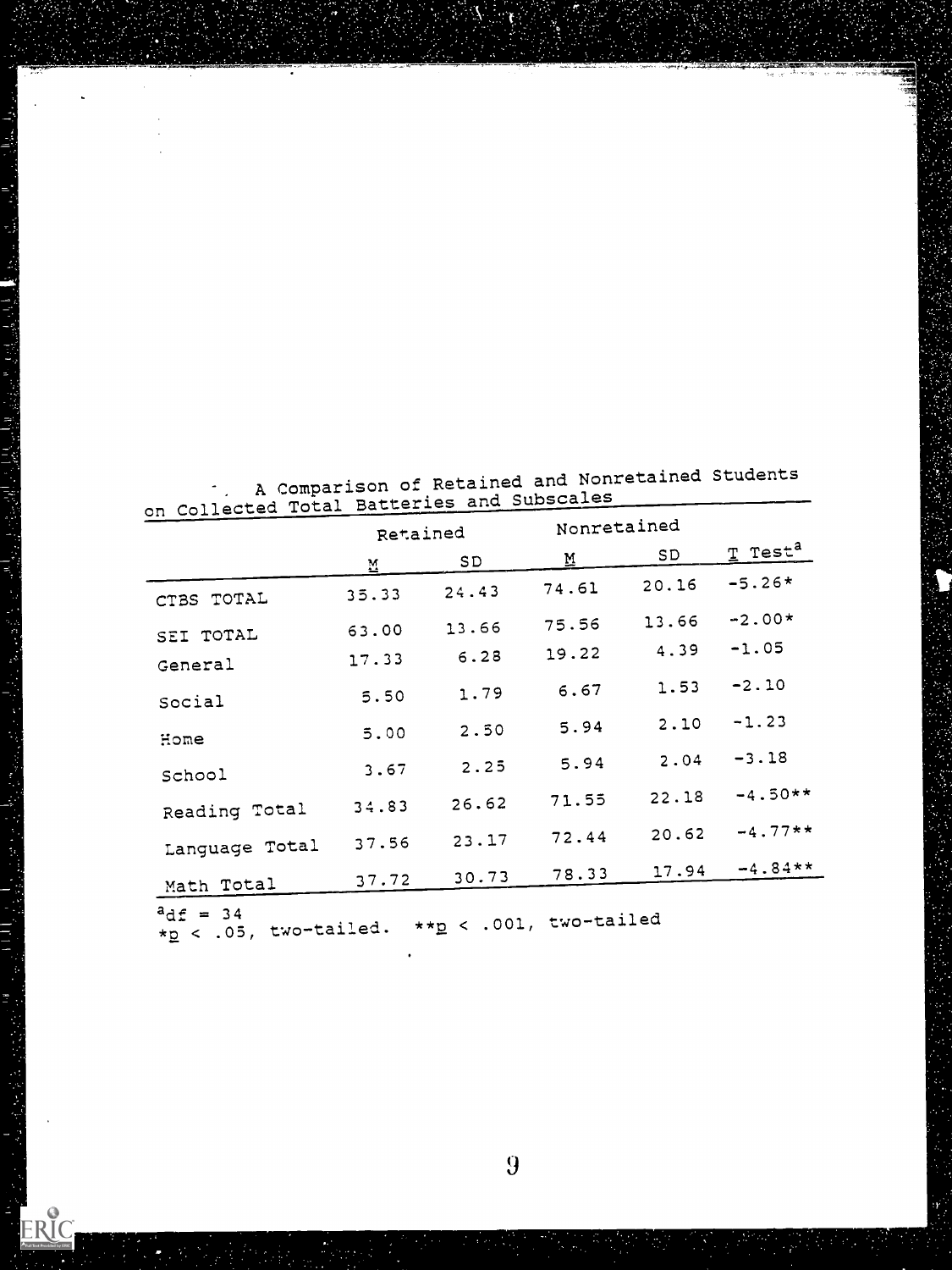A Comparison of Retained and Nonretained Students on Collected Total Batteries and Subscales

| | Retained | | Nonretained | | |
|---|---|---|---|---|---|
| | M | SD | M | SD | T Test[a] |
| CTBS TOTAL | 35.33 | 24.43 | 74.61 | 20.16 | -5.26* |
| SEI TOTAL | 63.00 | 13.66 | 75.56 | 13.66 | -2.00* |
| General | 17.33 | 6.28 | 19.22 | 4.39 | -1.05 |
| Social | 5.50 | 1.79 | 6.67 | 1.53 | -2.10 |
| Home | 5.00 | 2.50 | 5.94 | 2.10 | -1.23 |
| School | 3.67 | 2.25 | 5.94 | 2.04 | -3.18 |
| Reading Total | 34.83 | 26.62 | 71.55 | 22.18 | -4.50** |
| Language Total | 37.56 | 23.17 | 72.44 | 20.62 | -4.77** |
| Math Total | 37.72 | 30.73 | 78.33 | 17.94 | -4.84** |

[a] $df = 34$
*$p < .05$, two-tailed. **$p < .001$, two-tailed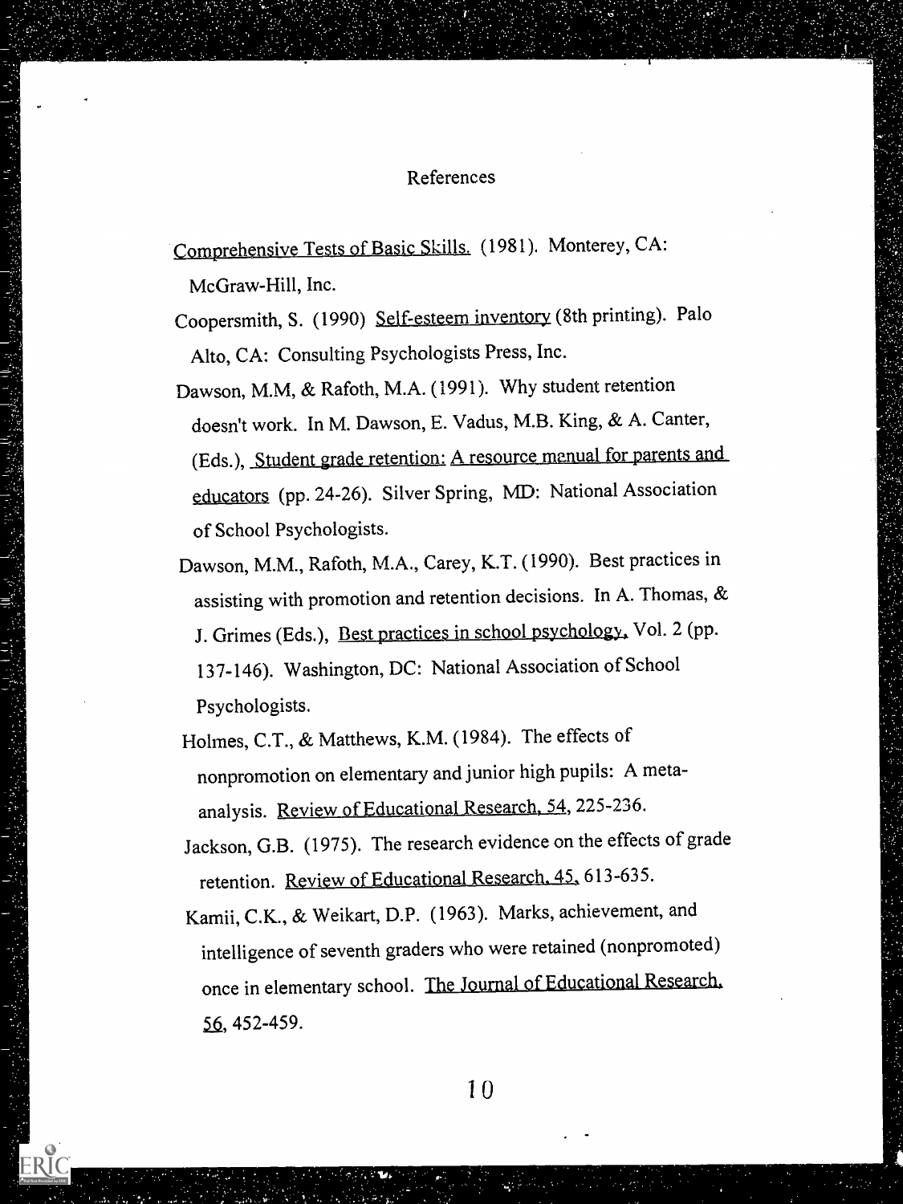# References

Comprehensive Tests of Basic Skills. (1981). Monterey, CA: McGraw-Hill, Inc.

Coopersmith, S. (1990) Self-esteem inventory (8th printing). Palo Alto, CA: Consulting Psychologists Press, Inc.

Dawson, M.M, & Rafoth, M.A. (1991). Why student retention doesn't work. In M. Dawson, E. Vadus, M.B. King, & A. Canter, (Eds.), Student grade retention: A resource menual for parents and educators (pp. 24-26). Silver Spring, MD: National Association of School Psychologists.

Dawson, M.M., Rafoth, M.A., Carey, K.T. (1990). Best practices in assisting with promotion and retention decisions. In A. Thomas, & J. Grimes (Eds.), Best practices in school psychology, Vol. 2 (pp. 137-146). Washington, DC: National Association of School Psychologists.

Holmes, C.T., & Matthews, K.M. (1984). The effects of nonpromotion on elementary and junior high pupils: A meta-analysis. Review of Educational Research, 54, 225-236.

Jackson, G.B. (1975). The research evidence on the effects of grade retention. Review of Educational Research, 45, 613-635.

Kamii, C.K., & Weikart, D.P. (1963). Marks, achievement, and intelligence of seventh graders who were retained (nonpromoted) once in elementary school. The Journal of Educational Research, 56, 452-459.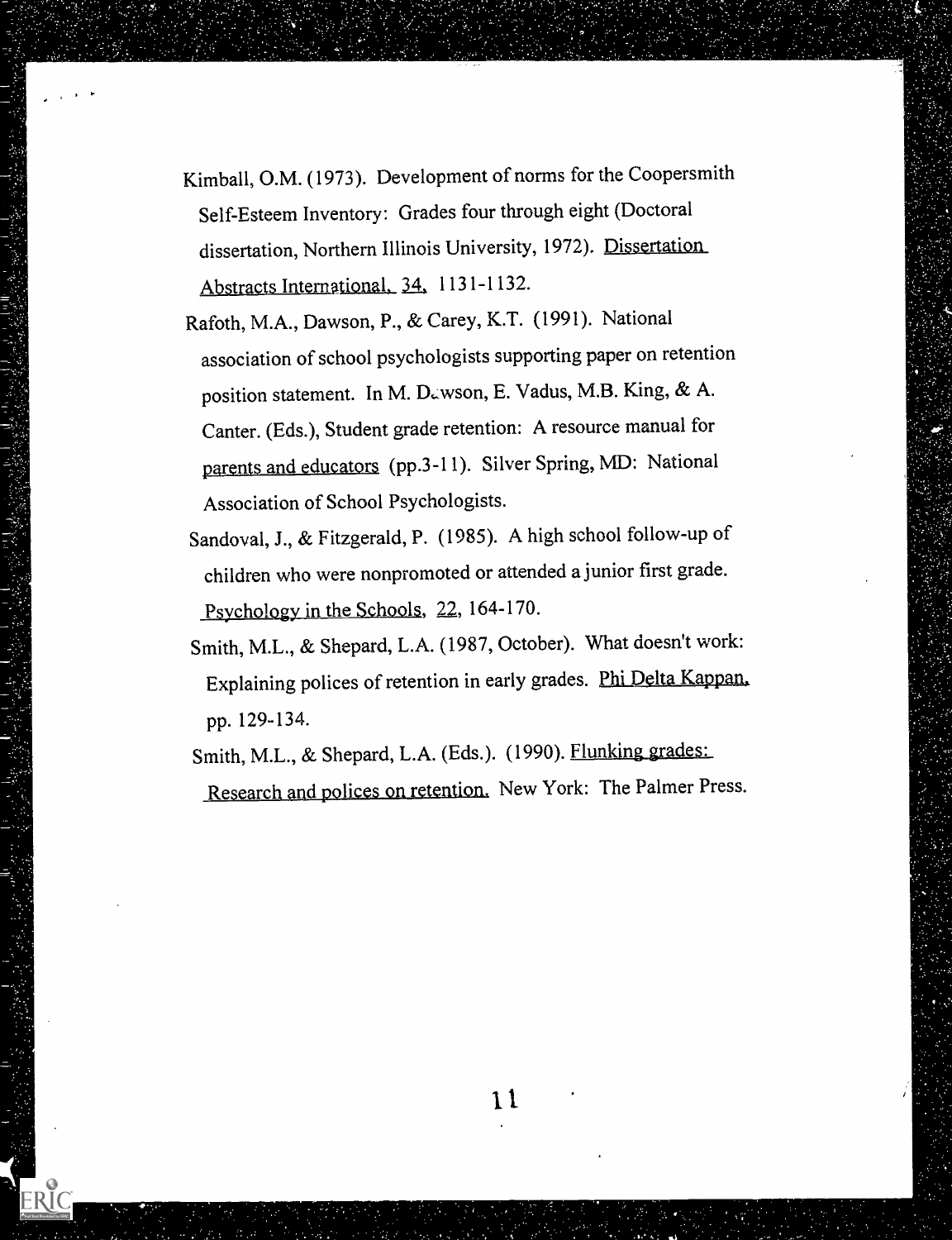Kimball, O.M. (1973). Development of norms for the Coopersmith Self-Esteem Inventory: Grades four through eight (Doctoral dissertation, Northern Illinois University, 1972). Dissertation Abstracts International, 34, 1131-1132.

Rafoth, M.A., Dawson, P., & Carey, K.T. (1991). National association of school psychologists supporting paper on retention position statement. In M. Dawson, E. Vadus, M.B. King, & A. Canter. (Eds.), Student grade retention: A resource manual for parents and educators (pp.3-11). Silver Spring, MD: National Association of School Psychologists.

Sandoval, J., & Fitzgerald, P. (1985). A high school follow-up of children who were nonpromoted or attended a junior first grade. Psychology in the Schools, 22, 164-170.

Smith, M.L., & Shepard, L.A. (1987, October). What doesn't work: Explaining polices of retention in early grades. Phi Delta Kappan, pp. 129-134.

Smith, M.L., & Shepard, L.A. (Eds.). (1990). Flunking grades: Research and polices on retention. New York: The Palmer Press.